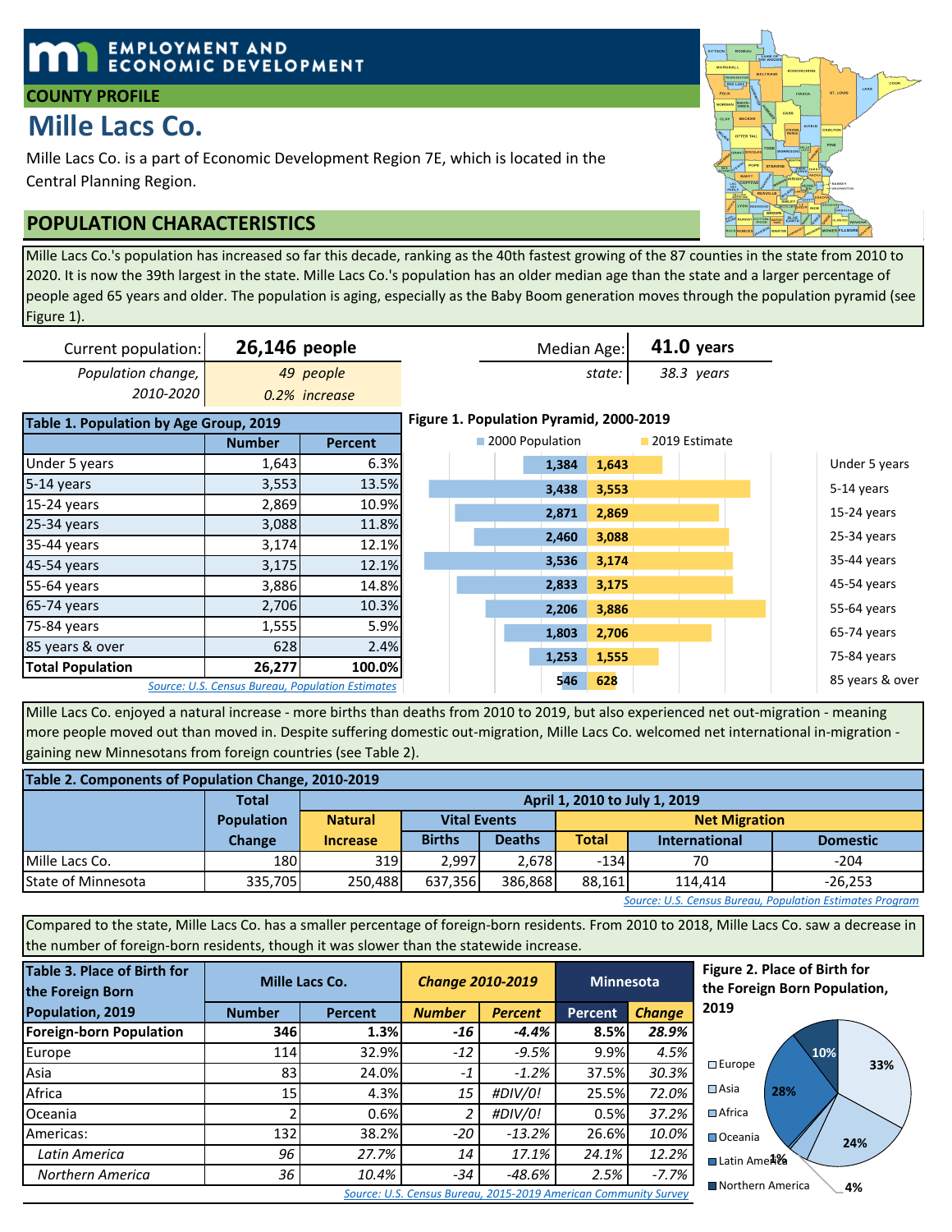EMPLOYMENT AND ECONOMIC DEVELOPMENT

## COUNTY PROFILE

# Mille Lacs Co.

Mille Lacs Co. is a part of Economic Development Region 7E, which is located in the Central Planning Region.

## POPULATION CHARACTERISTICS

Mille Lacs Co.'s population has increased so far this decade, ranking as the 40th fastest growing of the 87 counties in the state from 2010 to 2020. It is now the 39th largest in the state. Mille Lacs Co.'s population has an older median age than the state and a larger percentage of people aged 65 years and older. The population is aging, especially as the Baby Boom generation moves through the population pyramid (see Figure 1).

| | |
|---|---|
| Current population: | **26,146** people |
| *Population change, 2010-2020* | *49 people* |
| | *0.2% increase* |

| | |
|---|---|
| Median Age: | **41.0** years |
| *state:* | *38.3 years* |

**Table 1. Population by Age Group, 2019**

| | Number | Percent |
|---|---|---|
| Under 5 years | 1,643 | 6.3% |
| 5-14 years | 3,553 | 13.5% |
| 15-24 years | 2,869 | 10.9% |
| 25-34 years | 3,088 | 11.8% |
| 35-44 years | 3,174 | 12.1% |
| 45-54 years | 3,175 | 12.1% |
| 55-64 years | 3,886 | 14.8% |
| 65-74 years | 2,706 | 10.3% |
| 75-84 years | 1,555 | 5.9% |
| 85 years & over | 628 | 2.4% |
| **Total Population** | **26,277** | **100.0%** |

*Source: U.S. Census Bureau, Population Estimates*

**Figure 1. Population Pyramid, 2000-2019**

| Age Group | 2000 Population | 2019 Estimate |
|---|---|---|
| Under 5 years | 1,384 | 1,643 |
| 5-14 years | 3,438 | 3,553 |
| 15-24 years | 2,871 | 2,869 |
| 25-34 years | 2,460 | 3,088 |
| 35-44 years | 3,536 | 3,174 |
| 45-54 years | 2,833 | 3,175 |
| 55-64 years | 2,206 | 3,886 |
| 65-74 years | 1,803 | 2,706 |
| 75-84 years | 1,253 | 1,555 |
| 85 years & over | 546 | 628 |

Mille Lacs Co. enjoyed a natural increase - more births than deaths from 2010 to 2019, but also experienced net out-migration - meaning more people moved out than moved in. Despite suffering domestic out-migration, Mille Lacs Co. welcomed net international in-migration - gaining new Minnesotans from foreign countries (see Table 2).

**Table 2. Components of Population Change, 2010-2019**

| | Total Population Change | April 1, 2010 to July 1, 2019 | | | | | |
|---|---|---|---|---|---|---|---|
| | | Natural Increase | Vital Events | | Net Migration | | |
| | | | Births | Deaths | Total | International | Domestic |
| Mille Lacs Co. | 180 | 319 | 2,997 | 2,678 | -134 | 70 | -204 |
| State of Minnesota | 335,705 | 250,488 | 637,356 | 386,868 | 88,161 | 114,414 | -26,253 |

*Source: U.S. Census Bureau, Population Estimates Program*

Compared to the state, Mille Lacs Co. has a smaller percentage of foreign-born residents. From 2010 to 2018, Mille Lacs Co. saw a decrease in the number of foreign-born residents, though it was slower than the statewide increase.

**Table 3. Place of Birth for the Foreign Born Population, 2019**

| | Mille Lacs Co. | | *Change 2010-2019* | | Minnesota | |
|---|---|---|---|---|---|---|
| | Number | Percent | *Number* | *Percent* | Percent | *Change* |
| **Foreign-born Population** | **346** | **1.3%** | ***-16*** | ***-4.4%*** | **8.5%** | ***28.9%*** |
| Europe | 114 | 32.9% | *-12* | *-9.5%* | 9.9% | *4.5%* |
| Asia | 83 | 24.0% | *-1* | *-1.2%* | 37.5% | *30.3%* |
| Africa | 15 | 4.3% | *15* | *#DIV/0!* | 25.5% | *72.0%* |
| Oceania | 2 | 0.6% | *2* | *#DIV/0!* | 0.5% | *37.2%* |
| Americas: | 132 | 38.2% | *-20* | *-13.2%* | 26.6% | *10.0%* |
| *Latin America* | *96* | *27.7%* | *14* | *17.1%* | *24.1%* | *12.2%* |
| *Northern America* | *36* | *10.4%* | *-34* | *-48.6%* | *2.5%* | *-7.7%* |

*Source: U.S. Census Bureau, 2015-2019 American Community Survey*

**Figure 2. Place of Birth for the Foreign Born Population, 2019**

| Region | Percent |
|---|---|
| Europe | 33% |
| Asia | 24% |
| Africa | 4% |
| Oceania | 1% |
| Latin America | 28% |
| Northern America | 10% |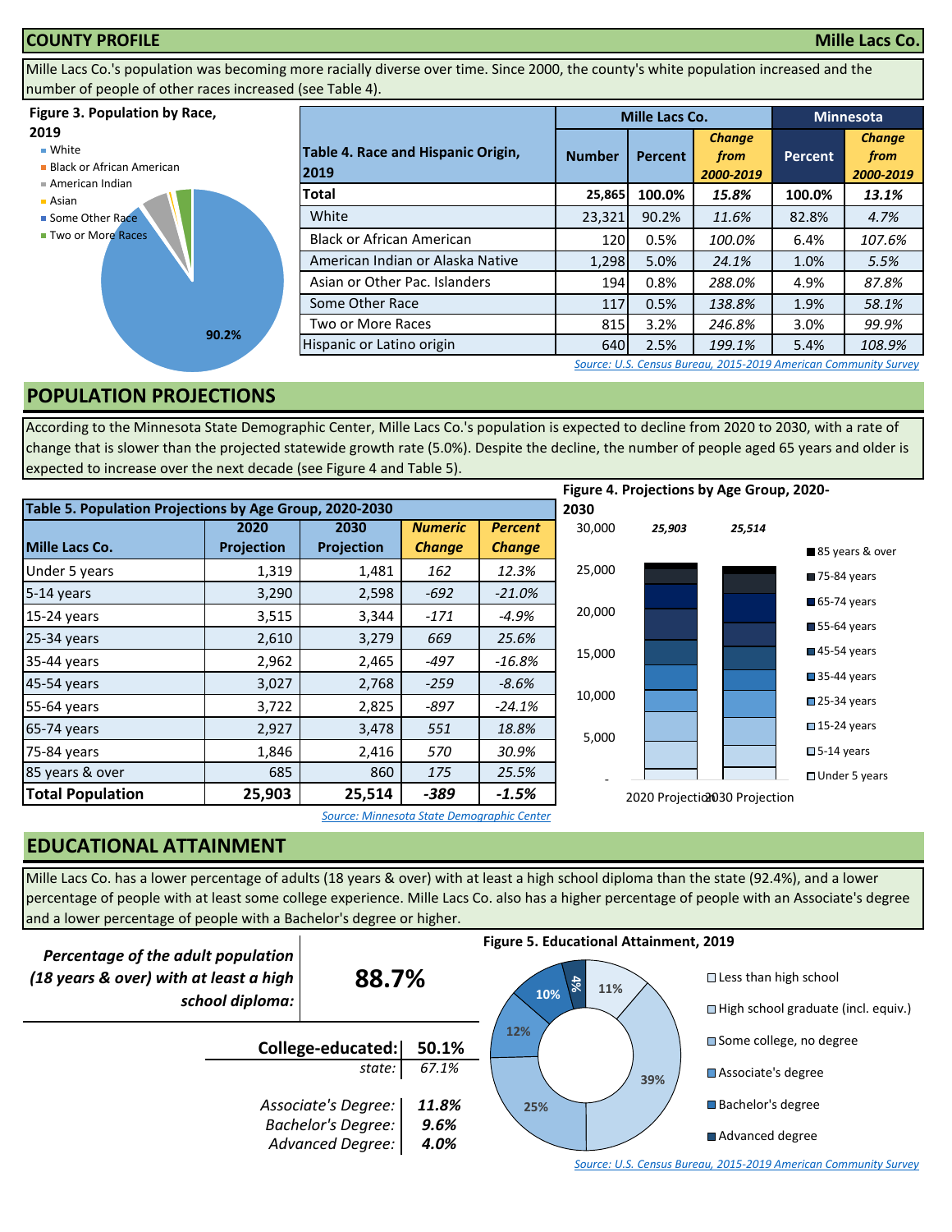## COUNTY PROFILE — Mille Lacs Co.

Mille Lacs Co.'s population was becoming more racially diverse over time. Since 2000, the county's white population increased and the number of people of other races increased (see Table 4).

**Figure 3. Population by Race, 2019**

- White
- Black or African American
- American Indian
- Asian
- Some Other Race
- Two or More Races

90.2%

| Table 4. Race and Hispanic Origin, 2019 | Mille Lacs Co. | | | Minnesota | |
|---|---|---|---|---|---|
| | Number | Percent | *Change from 2000-2019* | Percent | *Change from 2000-2019* |
| **Total** | **25,865** | **100.0%** | ***15.8%*** | **100.0%** | ***13.1%*** |
| White | 23,321 | 90.2% | *11.6%* | 82.8% | *4.7%* |
| Black or African American | 120 | 0.5% | *100.0%* | 6.4% | *107.6%* |
| American Indian or Alaska Native | 1,298 | 5.0% | *24.1%* | 1.0% | *5.5%* |
| Asian or Other Pac. Islanders | 194 | 0.8% | *288.0%* | 4.9% | *87.8%* |
| Some Other Race | 117 | 0.5% | *138.8%* | 1.9% | *58.1%* |
| Two or More Races | 815 | 3.2% | *246.8%* | 3.0% | *99.9%* |
| Hispanic or Latino origin | 640 | 2.5% | *199.1%* | 5.4% | *108.9%* |

*Source: U.S. Census Bureau, 2015-2019 American Community Survey*

## POPULATION PROJECTIONS

According to the Minnesota State Demographic Center, Mille Lacs Co.'s population is expected to decline from 2020 to 2030, with a rate of change that is slower than the projected statewide growth rate (5.0%). Despite the decline, the number of people aged 65 years and older is expected to increase over the next decade (see Figure 4 and Table 5).

**Table 5. Population Projections by Age Group, 2020-2030**

| Mille Lacs Co. | 2020 Projection | 2030 Projection | *Numeric Change* | *Percent Change* |
|---|---|---|---|---|
| Under 5 years | 1,319 | 1,481 | *162* | *12.3%* |
| 5-14 years | 3,290 | 2,598 | *-692* | *-21.0%* |
| 15-24 years | 3,515 | 3,344 | *-171* | *-4.9%* |
| 25-34 years | 2,610 | 3,279 | *669* | *25.6%* |
| 35-44 years | 2,962 | 2,465 | *-497* | *-16.8%* |
| 45-54 years | 3,027 | 2,768 | *-259* | *-8.6%* |
| 55-64 years | 3,722 | 2,825 | *-897* | *-24.1%* |
| 65-74 years | 2,927 | 3,478 | *551* | *18.8%* |
| 75-84 years | 1,846 | 2,416 | *570* | *30.9%* |
| 85 years & over | 685 | 860 | *175* | *25.5%* |
| **Total Population** | **25,903** | **25,514** | ***-389*** | ***-1.5%*** |

*Source: Minnesota State Demographic Center*

**Figure 4. Projections by Age Group, 2020-2030**

2020 Projection: 25,903; 2030 Projection: 25,514

Legend: 85 years & over; 75-84 years; 65-74 years; 55-64 years; 45-54 years; 35-44 years; 25-34 years; 15-24 years; 5-14 years; Under 5 years

## EDUCATIONAL ATTAINMENT

Mille Lacs Co. has a lower percentage of adults (18 years & over) with at least a high school diploma than the state (92.4%), and a lower percentage of people with at least some college experience. Mille Lacs Co. also has a higher percentage of people with an Associate's degree and a lower percentage of people with a Bachelor's degree or higher.

| *Percentage of the adult population (18 years & over) with at least a high school diploma:* | **88.7%** |
|---|---|
| **College-educated:** | **50.1%** |
| *state:* | *67.1%* |
| *Associate's Degree:* | ***11.8%*** |
| *Bachelor's Degree:* | ***9.6%*** |
| *Advanced Degree:* | ***4.0%*** |

**Figure 5. Educational Attainment, 2019**

- Less than high school: 11%
- High school graduate (incl. equiv.): 39%
- Some college, no degree: 25%
- Associate's degree: 12%
- Bachelor's degree: 10%
- Advanced degree: 4%

*Source: U.S. Census Bureau, 2015-2019 American Community Survey*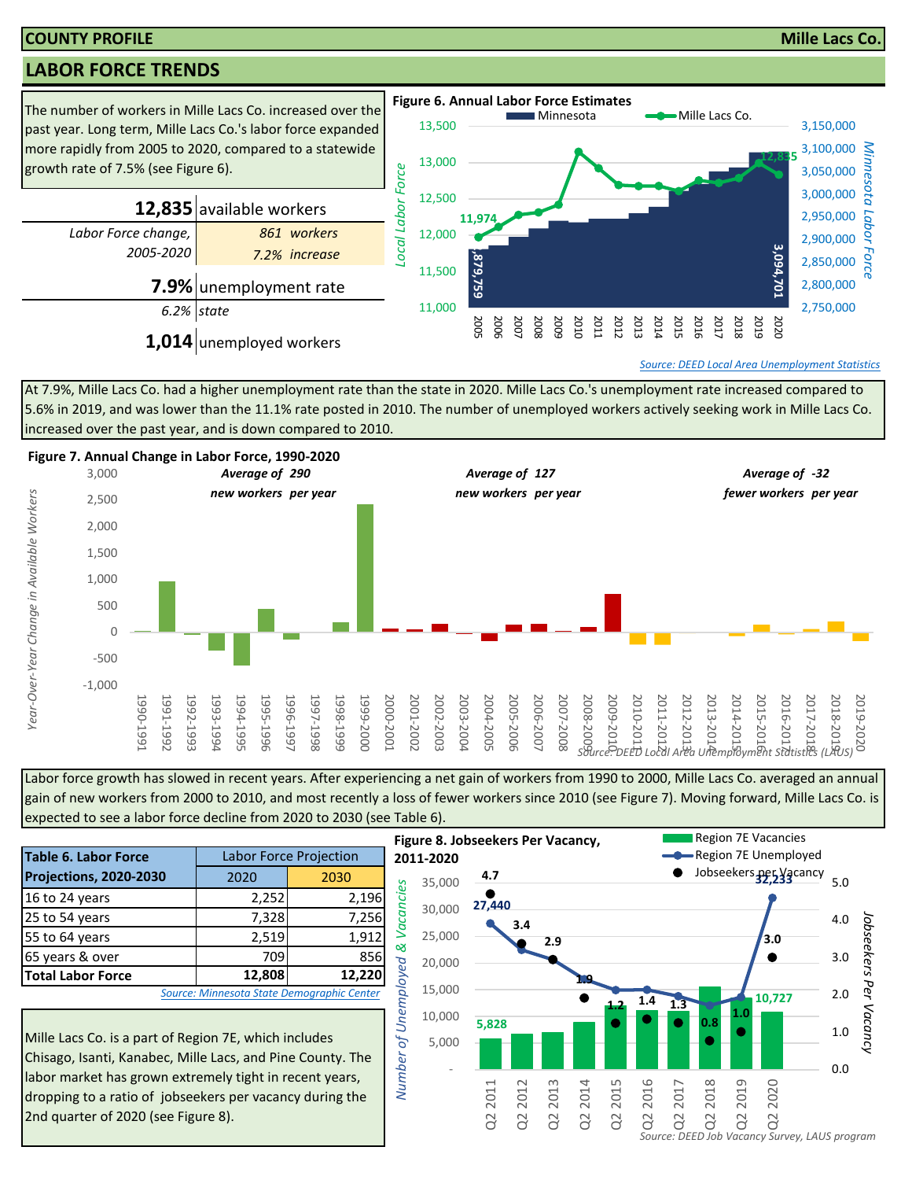**COUNTY PROFILE** **Mille Lacs Co.**

## LABOR FORCE TRENDS

The number of workers in Mille Lacs Co. increased over the past year. Long term, Mille Lacs Co.'s labor force expanded more rapidly from 2005 to 2020, compared to a statewide growth rate of 7.5% (see Figure 6).

| | |
|---|---|
| **12,835** | available workers |
| *Labor Force change, 2005-2020* | *861 workers* / *7.2% increase* |
| **7.9%** | unemployment rate |
| *6.2%* | *state* |
| **1,014** | unemployed workers |

**Figure 6. Annual Labor Force Estimates**

*Source: DEED Local Area Unemployment Statistics*

At 7.9%, Mille Lacs Co. had a higher unemployment rate than the state in 2020. Mille Lacs Co.'s unemployment rate increased compared to 5.6% in 2019, and was lower than the 11.1% rate posted in 2010. The number of unemployed workers actively seeking work in Mille Lacs Co. increased over the past year, and is down compared to 2010.

**Figure 7. Annual Change in Labor Force, 1990-2020**

*Source: DEED Local Area Unemployment Statistics (LAUS)*

Labor force growth has slowed in recent years. After experiencing a net gain of workers from 1990 to 2000, Mille Lacs Co. averaged an annual gain of new workers from 2000 to 2010, and most recently a loss of fewer workers since 2010 (see Figure 7). Moving forward, Mille Lacs Co. is expected to see a labor force decline from 2020 to 2030 (see Table 6).

| Table 6. Labor Force Projections, 2020-2030 | Labor Force Projection | |
|---|---|---|
| | 2020 | 2030 |
| 16 to 24 years | 2,252 | 2,196 |
| 25 to 54 years | 7,328 | 7,256 |
| 55 to 64 years | 2,519 | 1,912 |
| 65 years & over | 709 | 856 |
| **Total Labor Force** | **12,808** | **12,220** |

*Source: Minnesota State Demographic Center*

Mille Lacs Co. is a part of Region 7E, which includes Chisago, Isanti, Kanabec, Mille Lacs, and Pine County. The labor market has grown extremely tight in recent years, dropping to a ratio of jobseekers per vacancy during the 2nd quarter of 2020 (see Figure 8).

**Figure 8. Jobseekers Per Vacancy, 2011-2020**

*Source: DEED Job Vacancy Survey, LAUS program*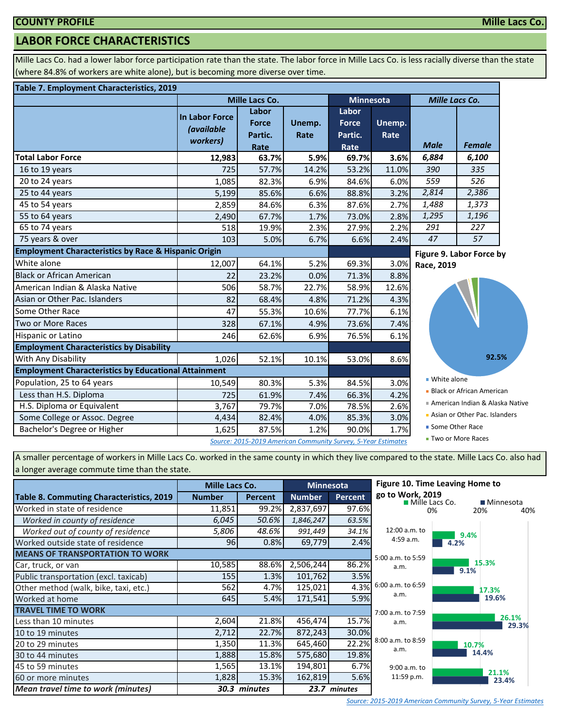**COUNTY PROFILE** — **Mille Lacs Co.**

## LABOR FORCE CHARACTERISTICS

Mille Lacs Co. had a lower labor force participation rate than the state. The labor force in Mille Lacs Co. is less racially diverse than the state (where 84.8% of workers are white alone), but is becoming more diverse over time.

**Table 7. Employment Characteristics, 2019**

| | Mille Lacs Co. | | | Minnesota | | *Mille Lacs Co.* | |
|---|---|---|---|---|---|---|---|
| | In Labor Force *(available workers)* | Labor Force Partic. Rate | Unemp. Rate | Labor Force Partic. Rate | Unemp. Rate | *Male* | *Female* |
| **Total Labor Force** | **12,983** | **63.7%** | **5.9%** | **69.7%** | **3.6%** | ***6,884*** | ***6,100*** |
| 16 to 19 years | 725 | 57.7% | 14.2% | 53.2% | 11.0% | *390* | *335* |
| 20 to 24 years | 1,085 | 82.3% | 6.9% | 84.6% | 6.0% | *559* | *526* |
| 25 to 44 years | 5,199 | 85.6% | 6.6% | 88.8% | 3.2% | *2,814* | *2,386* |
| 45 to 54 years | 2,859 | 84.6% | 6.3% | 87.6% | 2.7% | *1,488* | *1,373* |
| 55 to 64 years | 2,490 | 67.7% | 1.7% | 73.0% | 2.8% | *1,295* | *1,196* |
| 65 to 74 years | 518 | 19.9% | 2.3% | 27.9% | 2.2% | *291* | *227* |
| 75 years & over | 103 | 5.0% | 6.7% | 6.6% | 2.4% | *47* | *57* |
| **Employment Characteristics by Race & Hispanic Origin** | | | | | | | |
| White alone | 12,007 | 64.1% | 5.2% | 69.3% | 3.0% | | |
| Black or African American | 22 | 23.2% | 0.0% | 71.3% | 8.8% | | |
| American Indian & Alaska Native | 506 | 58.7% | 22.7% | 58.9% | 12.6% | | |
| Asian or Other Pac. Islanders | 82 | 68.4% | 4.8% | 71.2% | 4.3% | | |
| Some Other Race | 47 | 55.3% | 10.6% | 77.7% | 6.1% | | |
| Two or More Races | 328 | 67.1% | 4.9% | 73.6% | 7.4% | | |
| Hispanic or Latino | 246 | 62.6% | 6.9% | 76.5% | 6.1% | | |
| **Employment Characteristics by Disability** | | | | | | | |
| With Any Disability | 1,026 | 52.1% | 10.1% | 53.0% | 8.6% | | |
| **Employment Characteristics by Educational Attainment** | | | | | | | |
| Population, 25 to 64 years | 10,549 | 80.3% | 5.3% | 84.5% | 3.0% | | |
| Less than H.S. Diploma | 725 | 61.9% | 7.4% | 66.3% | 4.2% | | |
| H.S. Diploma or Equivalent | 3,767 | 79.7% | 7.0% | 78.5% | 2.6% | | |
| Some College or Assoc. Degree | 4,434 | 82.4% | 4.0% | 85.3% | 3.0% | | |
| Bachelor's Degree or Higher | 1,625 | 87.5% | 1.2% | 90.0% | 1.7% | | |

*Source: 2015-2019 American Community Survey, 5-Year Estimates*

**Figure 9. Labor Force by Race, 2019**

92.5%

- White alone
- Black or African American
- American Indian & Alaska Native
- Asian or Other Pac. Islanders
- Some Other Race
- Two or More Races

A smaller percentage of workers in Mille Lacs Co. worked in the same county in which they live compared to the state. Mille Lacs Co. also had a longer average commute time than the state.

| Table 8. Commuting Characteristics, 2019 | Mille Lacs Co. Number | Mille Lacs Co. Percent | Minnesota Number | Minnesota Percent |
|---|---|---|---|---|
| Worked in state of residence | 11,851 | 99.2% | 2,837,697 | 97.6% |
| *Worked in county of residence* | *6,045* | *50.6%* | *1,846,247* | *63.5%* |
| *Worked out of county of residence* | *5,806* | *48.6%* | *991,449* | *34.1%* |
| Worked outside state of residence | 96 | 0.8% | 69,779 | 2.4% |
| **MEANS OF TRANSPORTATION TO WORK** | | | | |
| Car, truck, or van | 10,585 | 88.6% | 2,506,244 | 86.2% |
| Public transportation (excl. taxicab) | 155 | 1.3% | 101,762 | 3.5% |
| Other method (walk, bike, taxi, etc.) | 562 | 4.7% | 125,021 | 4.3% |
| Worked at home | 645 | 5.4% | 171,541 | 5.9% |
| **TRAVEL TIME TO WORK** | | | | |
| Less than 10 minutes | 2,604 | 21.8% | 456,474 | 15.7% |
| 10 to 19 minutes | 2,712 | 22.7% | 872,243 | 30.0% |
| 20 to 29 minutes | 1,350 | 11.3% | 645,460 | 22.2% |
| 30 to 44 minutes | 1,888 | 15.8% | 575,680 | 19.8% |
| 45 to 59 minutes | 1,565 | 13.1% | 194,801 | 6.7% |
| 60 or more minutes | 1,828 | 15.3% | 162,819 | 5.6% |
| ***Mean travel time to work (minutes)*** | ***30.3 minutes*** | | ***23.7 minutes*** | |

**Figure 10. Time Leaving Home to go to Work, 2019**

| | Mille Lacs Co. | Minnesota |
|---|---|---|
| 12:00 a.m. to 4:59 a.m. | 9.4% | 4.2% |
| 5:00 a.m. to 5:59 a.m. | 15.3% | 9.1% |
| 6:00 a.m. to 6:59 a.m. | 17.3% | 19.6% |
| 7:00 a.m. to 7:59 a.m. | 26.1% | 29.3% |
| 8:00 a.m. to 8:59 a.m. | 10.7% | 14.4% |
| 9:00 a.m. to 11:59 p.m. | 21.1% | 23.4% |

*Source: 2015-2019 American Community Survey, 5-Year Estimates*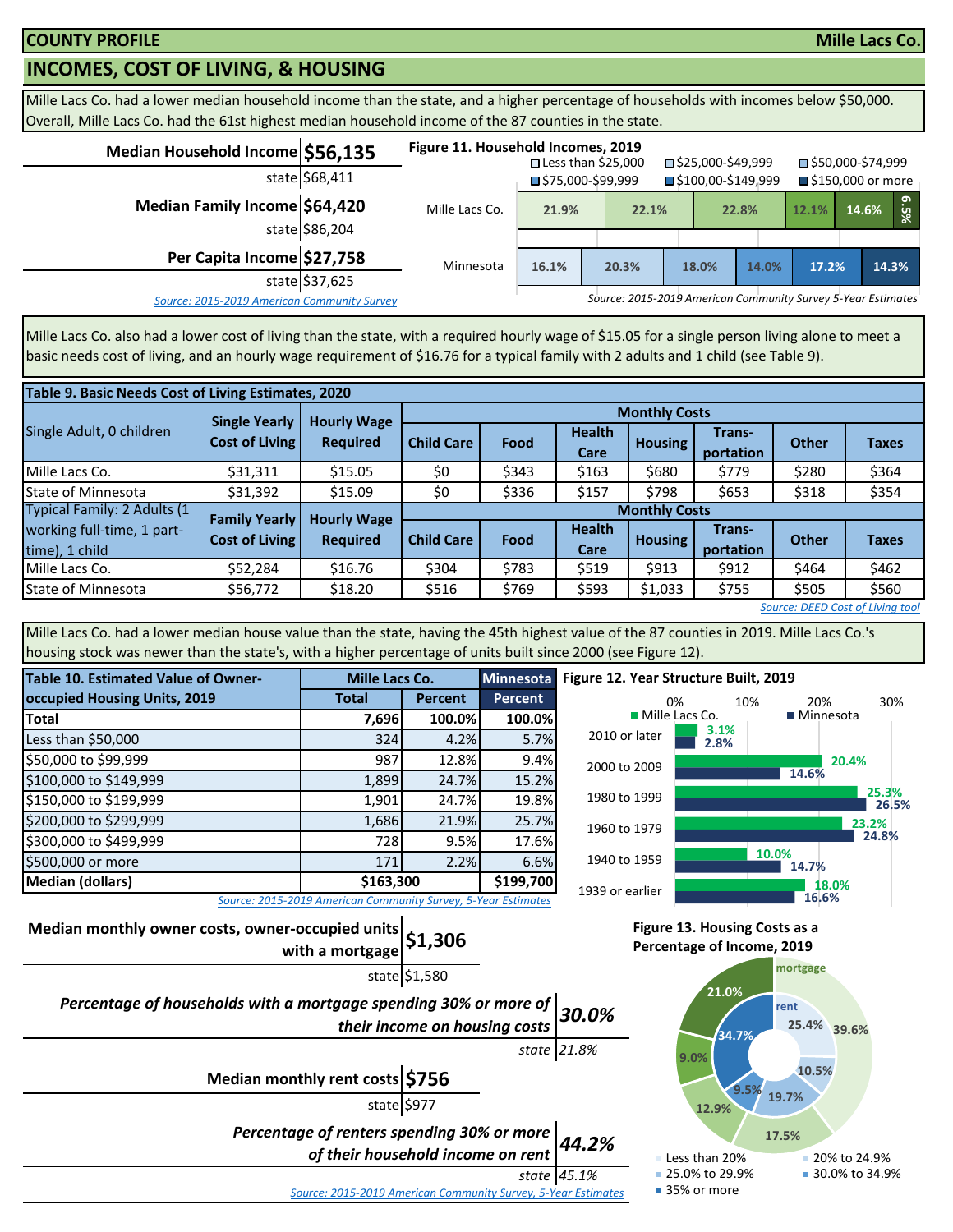**COUNTY PROFILE** **Mille Lacs Co.**

## INCOMES, COST OF LIVING, & HOUSING

Mille Lacs Co. had a lower median household income than the state, and a higher percentage of households with incomes below $50,000. Overall, Mille Lacs Co. had the 61st highest median household income of the 87 counties in the state.

| | |
|---|---|
| **Median Household Income** | **$56,135** |
| state | $68,411 |
| **Median Family Income** | **$64,420** |
| state | $86,204 |
| **Per Capita Income** | **$27,758** |
| state | $37,625 |

*Source: 2015-2019 American Community Survey*

**Figure 11. Household Incomes, 2019**

| | Less than $25,000 | $25,000-$49,999 | $50,000-$74,999 | $75,000-$99,999 | $100,00-$149,999 | $150,000 or more |
|---|---|---|---|---|---|---|
| Mille Lacs Co. | 21.9% | 22.1% | 22.8% | 12.1% | 14.6% | 6.5% |
| Minnesota | 16.1% | 20.3% | 18.0% | 14.0% | 17.2% | 14.3% |

*Source: 2015-2019 American Community Survey 5-Year Estimates*

Mille Lacs Co. also had a lower cost of living than the state, with a required hourly wage of $15.05 for a single person living alone to meet a basic needs cost of living, and an hourly wage requirement of $16.76 for a typical family with 2 adults and 1 child (see Table 9).

**Table 9. Basic Needs Cost of Living Estimates, 2020**

| Single Adult, 0 children | Single Yearly Cost of Living | Hourly Wage Required | Monthly Costs: Child Care | Food | Health Care | Housing | Trans-portation | Other | Taxes |
|---|---|---|---|---|---|---|---|---|---|
| Mille Lacs Co. | $31,311 | $15.05 | $0 | $343 | $163 | $680 | $779 | $280 | $364 |
| State of Minnesota | $31,392 | $15.09 | $0 | $336 | $157 | $798 | $653 | $318 | $354 |
| **Typical Family: 2 Adults (1 working full-time, 1 part-time), 1 child** | **Family Yearly Cost of Living** | **Hourly Wage Required** | **Child Care** | **Food** | **Health Care** | **Housing** | **Trans-portation** | **Other** | **Taxes** |
| Mille Lacs Co. | $52,284 | $16.76 | $304 | $783 | $519 | $913 | $912 | $464 | $462 |
| State of Minnesota | $56,772 | $18.20 | $516 | $769 | $593 | $1,033 | $755 | $505 | $560 |

*Source: DEED Cost of Living tool*

Mille Lacs Co. had a lower median house value than the state, having the 45th highest value of the 87 counties in 2019. Mille Lacs Co.'s housing stock was newer than the state's, with a higher percentage of units built since 2000 (see Figure 12).

**Table 10. Estimated Value of Owner-occupied Housing Units, 2019**

| | Mille Lacs Co. Total | Mille Lacs Co. Percent | Minnesota Percent |
|---|---|---|---|
| **Total** | **7,696** | **100.0%** | **100.0%** |
| Less than $50,000 | 324 | 4.2% | 5.7% |
| $50,000 to $99,999 | 987 | 12.8% | 9.4% |
| $100,000 to $149,999 | 1,899 | 24.7% | 15.2% |
| $150,000 to $199,999 | 1,901 | 24.7% | 19.8% |
| $200,000 to $299,999 | 1,686 | 21.9% | 25.7% |
| $300,000 to $499,999 | 728 | 9.5% | 17.6% |
| $500,000 or more | 171 | 2.2% | 6.6% |
| **Median (dollars)** | **$163,300** | | **$199,700** |

*Source: 2015-2019 American Community Survey, 5-Year Estimates*

**Figure 12. Year Structure Built, 2019**

| | Mille Lacs Co. | Minnesota |
|---|---|---|
| 2010 or later | 3.1% | 2.8% |
| 2000 to 2009 | 20.4% | 14.6% |
| 1980 to 1999 | 25.3% | 26.5% |
| 1960 to 1979 | 23.2% | 24.8% |
| 1940 to 1959 | 10.0% | 14.7% |
| 1939 or earlier | 18.0% | 16.6% |

| | |
|---|---|
| **Median monthly owner costs, owner-occupied units with a mortgage** | **$1,306** |
| state | $1,580 |
| ***Percentage of households with a mortgage spending 30% or more of their income on housing costs*** | ***30.0%*** |
| *state* | *21.8%* |
| **Median monthly rent costs** | **$756** |
| state | $977 |
| ***Percentage of renters spending 30% or more of their household income on rent*** | ***44.2%*** |
| *state* | *45.1%* |

*Source: 2015-2019 American Community Survey, 5-Year Estimates*

**Figure 13. Housing Costs as a Percentage of Income, 2019**

| | Mortgage | Rent |
|---|---|---|
| Less than 20% | 39.6% | 25.4% |
| 20% to 24.9% | 17.5% | 10.5% |
| 25.0% to 29.9% | 12.9% | 19.7% |
| 30.0% to 34.9% | 9.0% | 9.5% |
| 35% or more | 21.0% | 34.7% |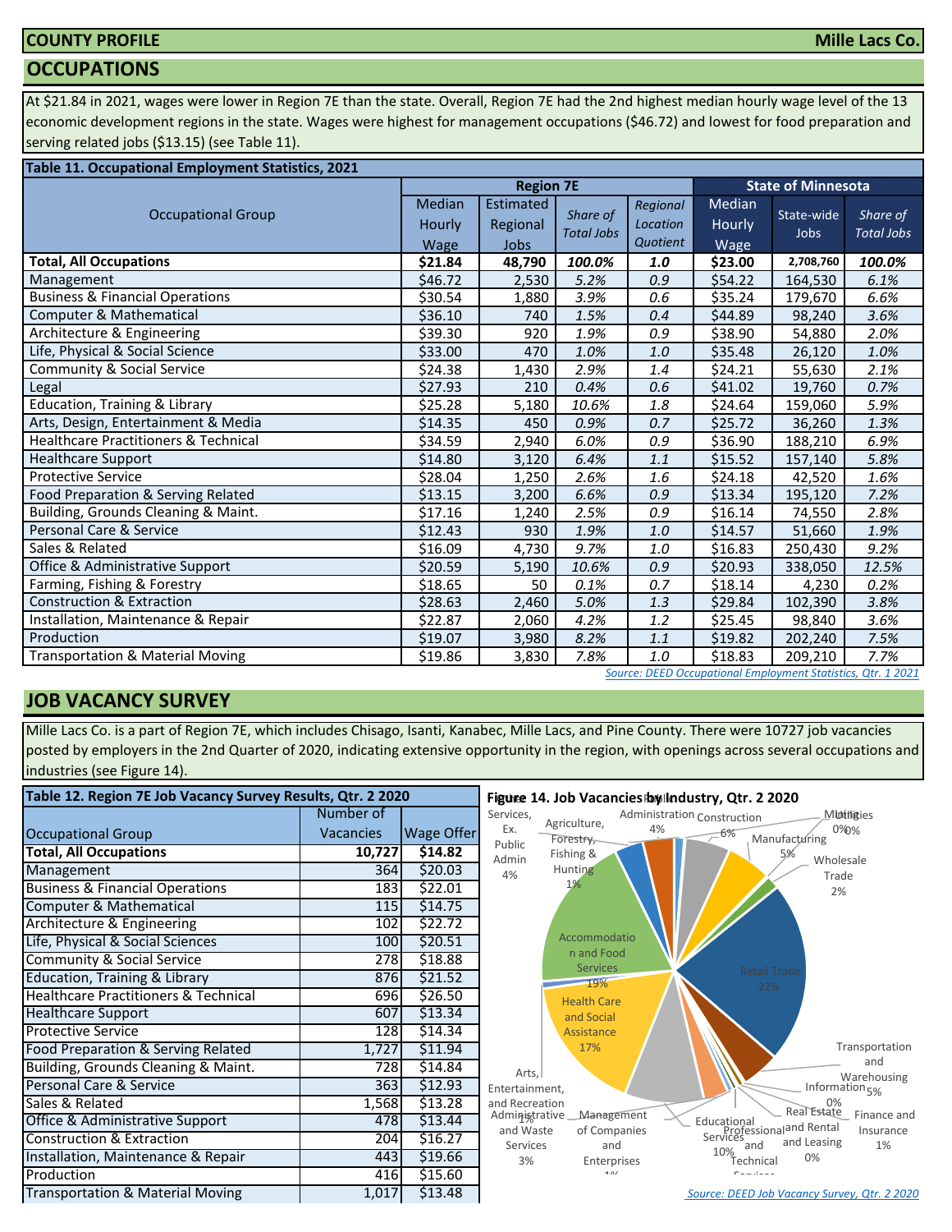## COUNTY PROFILE — Mille Lacs Co.

## OCCUPATIONS

At $21.84 in 2021, wages were lower in Region 7E than the state. Overall, Region 7E had the 2nd highest median hourly wage level of the 13 economic development regions in the state. Wages were highest for management occupations ($46.72) and lowest for food preparation and serving related jobs ($13.15) (see Table 11).

**Table 11. Occupational Employment Statistics, 2021**

| Occupational Group | Region 7E | | | | State of Minnesota | | |
|---|---|---|---|---|---|---|---|
| | Median Hourly Wage | Estimated Regional Jobs | *Share of Total Jobs* | *Regional Location Quotient* | Median Hourly Wage | State-wide Jobs | *Share of Total Jobs* |
| **Total, All Occupations** | **$21.84** | **48,790** | ***100.0%*** | ***1.0*** | **$23.00** | **2,708,760** | ***100.0%*** |
| Management | $46.72 | 2,530 | *5.2%* | *0.9* | $54.22 | 164,530 | *6.1%* |
| Business & Financial Operations | $30.54 | 1,880 | *3.9%* | *0.6* | $35.24 | 179,670 | *6.6%* |
| Computer & Mathematical | $36.10 | 740 | *1.5%* | *0.4* | $44.89 | 98,240 | *3.6%* |
| Architecture & Engineering | $39.30 | 920 | *1.9%* | *0.9* | $38.90 | 54,880 | *2.0%* |
| Life, Physical & Social Science | $33.00 | 470 | *1.0%* | *1.0* | $35.48 | 26,120 | *1.0%* |
| Community & Social Service | $24.38 | 1,430 | *2.9%* | *1.4* | $24.21 | 55,630 | *2.1%* |
| Legal | $27.93 | 210 | *0.4%* | *0.6* | $41.02 | 19,760 | *0.7%* |
| Education, Training & Library | $25.28 | 5,180 | *10.6%* | *1.8* | $24.64 | 159,060 | *5.9%* |
| Arts, Design, Entertainment & Media | $14.35 | 450 | *0.9%* | *0.7* | $25.72 | 36,260 | *1.3%* |
| Healthcare Practitioners & Technical | $34.59 | 2,940 | *6.0%* | *0.9* | $36.90 | 188,210 | *6.9%* |
| Healthcare Support | $14.80 | 3,120 | *6.4%* | *1.1* | $15.52 | 157,140 | *5.8%* |
| Protective Service | $28.04 | 1,250 | *2.6%* | *1.6* | $24.18 | 42,520 | *1.6%* |
| Food Preparation & Serving Related | $13.15 | 3,200 | *6.6%* | *0.9* | $13.34 | 195,120 | *7.2%* |
| Building, Grounds Cleaning & Maint. | $17.16 | 1,240 | *2.5%* | *0.9* | $16.14 | 74,550 | *2.8%* |
| Personal Care & Service | $12.43 | 930 | *1.9%* | *1.0* | $14.57 | 51,660 | *1.9%* |
| Sales & Related | $16.09 | 4,730 | *9.7%* | *1.0* | $16.83 | 250,430 | *9.2%* |
| Office & Administrative Support | $20.59 | 5,190 | *10.6%* | *0.9* | $20.93 | 338,050 | *12.5%* |
| Farming, Fishing & Forestry | $18.65 | 50 | *0.1%* | *0.7* | $18.14 | 4,230 | *0.2%* |
| Construction & Extraction | $28.63 | 2,460 | *5.0%* | *1.3* | $29.84 | 102,390 | *3.8%* |
| Installation, Maintenance & Repair | $22.87 | 2,060 | *4.2%* | *1.2* | $25.45 | 98,840 | *3.6%* |
| Production | $19.07 | 3,980 | *8.2%* | *1.1* | $19.82 | 202,240 | *7.5%* |
| Transportation & Material Moving | $19.86 | 3,830 | *7.8%* | *1.0* | $18.83 | 209,210 | *7.7%* |

*Source: DEED Occupational Employment Statistics, Qtr. 1 2021*

## JOB VACANCY SURVEY

Mille Lacs Co. is a part of Region 7E, which includes Chisago, Isanti, Kanabec, Mille Lacs, and Pine County. There were 10727 job vacancies posted by employers in the 2nd Quarter of 2020, indicating extensive opportunity in the region, with openings across several occupations and industries (see Figure 14).

**Table 12. Region 7E Job Vacancy Survey Results, Qtr. 2 2020**

| Occupational Group | Number of Vacancies | Wage Offer |
|---|---|---|
| **Total, All Occupations** | **10,727** | **$14.82** |
| Management | 364 | $20.03 |
| Business & Financial Operations | 183 | $22.01 |
| Computer & Mathematical | 115 | $14.75 |
| Architecture & Engineering | 102 | $22.72 |
| Life, Physical & Social Sciences | 100 | $20.51 |
| Community & Social Service | 278 | $18.88 |
| Education, Training & Library | 876 | $21.52 |
| Healthcare Practitioners & Technical | 696 | $26.50 |
| Healthcare Support | 607 | $13.34 |
| Protective Service | 128 | $14.34 |
| Food Preparation & Serving Related | 1,727 | $11.94 |
| Building, Grounds Cleaning & Maint. | 728 | $14.84 |
| Personal Care & Service | 363 | $12.93 |
| Sales & Related | 1,568 | $13.28 |
| Office & Administrative Support | 478 | $13.44 |
| Construction & Extraction | 204 | $16.27 |
| Installation, Maintenance & Repair | 443 | $19.66 |
| Production | 416 | $15.60 |
| Transportation & Material Moving | 1,017 | $13.48 |

**Figure 14. Job Vacancies by Industry, Qtr. 2 2020**

Other Services, Ex. Public Admin 4%; Agriculture, Forestry, Fishing & Hunting 1%; Public Administration 4%; Construction 6%; Mining 0%; Utilities 0%; Manufacturing 5%; Wholesale Trade 2%; Retail Trade 22%; Transportation and Warehousing 5%; Information 0%; Finance and Insurance 1%; Real Estate and Rental and Leasing 0%; Professional and Technical Services; Educational Services 10%; Management of Companies and Enterprises 1%; Administrative and Waste Services 3%; Arts, Entertainment, and Recreation 1%; Health Care and Social Assistance 17%; Accommodation and Food Services 19%

*Source: DEED Job Vacancy Survey, Qtr. 2 2020*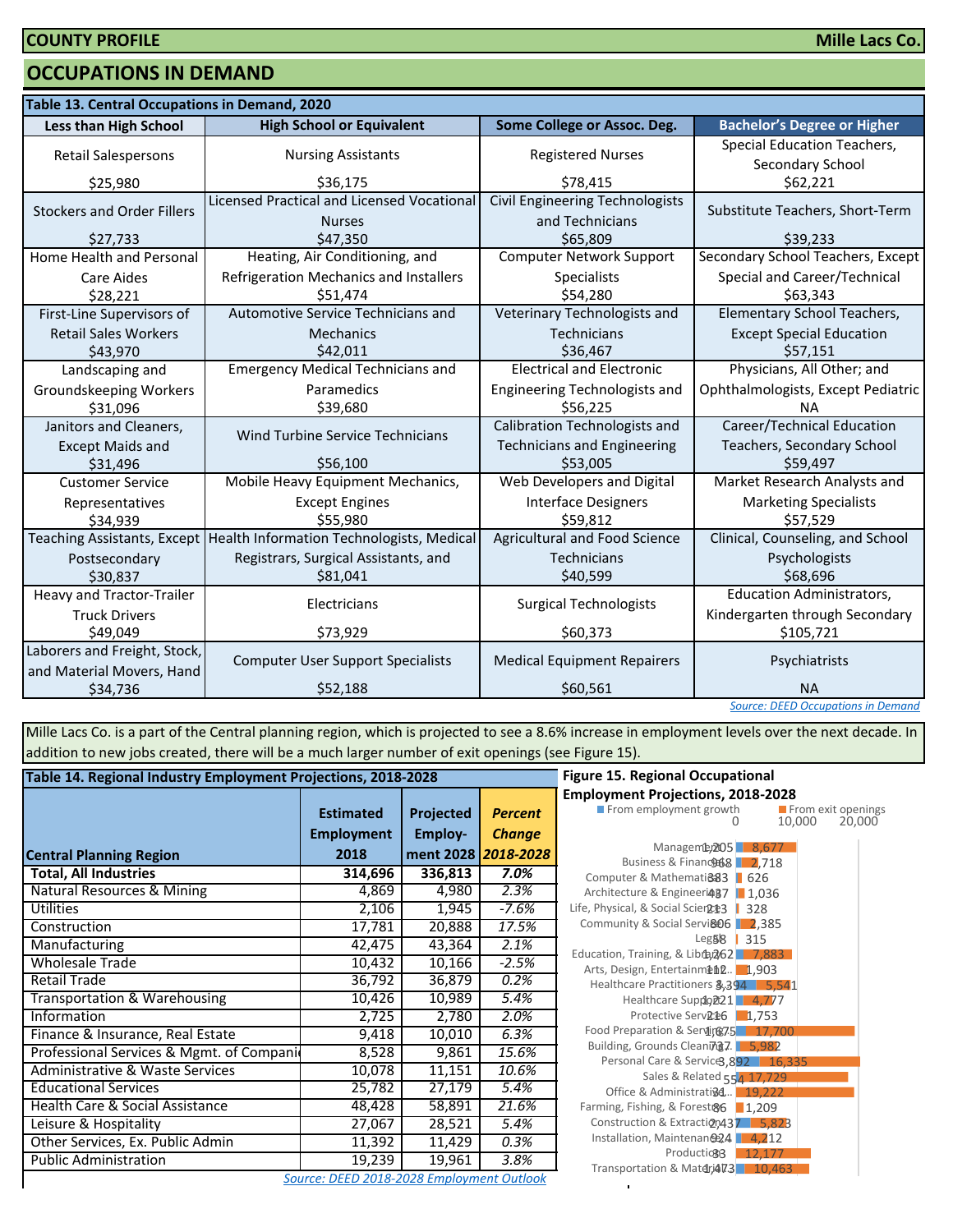**COUNTY PROFILE** | **Mille Lacs Co.**

# OCCUPATIONS IN DEMAND

**Table 13. Central Occupations in Demand, 2020**

| Less than High School | High School or Equivalent | Some College or Assoc. Deg. | Bachelor's Degree or Higher |
|---|---|---|---|
| Retail Salespersons $25,980 | Nursing Assistants $36,175 | Registered Nurses $78,415 | Special Education Teachers, Secondary School $62,221 |
| Stockers and Order Fillers $27,733 | Licensed Practical and Licensed Vocational Nurses $47,350 | Civil Engineering Technologists and Technicians $65,809 | Substitute Teachers, Short-Term $39,233 |
| Home Health and Personal Care Aides $28,221 | Heating, Air Conditioning, and Refrigeration Mechanics and Installers $51,474 | Computer Network Support Specialists $54,280 | Secondary School Teachers, Except Special and Career/Technical $63,343 |
| First-Line Supervisors of Retail Sales Workers $43,970 | Automotive Service Technicians and Mechanics $42,011 | Veterinary Technologists and Technicians $36,467 | Elementary School Teachers, Except Special Education $57,151 |
| Landscaping and Groundskeeping Workers $31,096 | Emergency Medical Technicians and Paramedics $39,680 | Electrical and Electronic Engineering Technologists and $56,225 | Physicians, All Other; and Ophthalmologists, Except Pediatric NA |
| Janitors and Cleaners, Except Maids and $31,496 | Wind Turbine Service Technicians $56,100 | Calibration Technologists and Technicians and Engineering $53,005 | Career/Technical Education Teachers, Secondary School $59,497 |
| Customer Service Representatives $34,939 | Mobile Heavy Equipment Mechanics, Except Engines $55,980 | Web Developers and Digital Interface Designers $59,812 | Market Research Analysts and Marketing Specialists $57,529 |
| Teaching Assistants, Except Postsecondary $30,837 | Health Information Technologists, Medical Registrars, Surgical Assistants, and $81,041 | Agricultural and Food Science Technicians $40,599 | Clinical, Counseling, and School Psychologists $68,696 |
| Heavy and Tractor-Trailer Truck Drivers $49,049 | Electricians $73,929 | Surgical Technologists $60,373 | Education Administrators, Kindergarten through Secondary $105,721 |
| Laborers and Freight, Stock, and Material Movers, Hand $34,736 | Computer User Support Specialists $52,188 | Medical Equipment Repairers $60,561 | Psychiatrists NA |

Source: DEED Occupations in Demand

Mille Lacs Co. is a part of the Central planning region, which is projected to see a 8.6% increase in employment levels over the next decade. In addition to new jobs created, there will be a much larger number of exit openings (see Figure 15).

**Table 14. Regional Industry Employment Projections, 2018-2028**

| Central Planning Region | Estimated Employment 2018 | Projected Employment 2028 | *Percent Change 2018-2028* |
|---|---|---|---|
| **Total, All Industries** | **314,696** | **336,813** | ***7.0%*** |
| Natural Resources & Mining | 4,869 | 4,980 | *2.3%* |
| Utilities | 2,106 | 1,945 | *-7.6%* |
| Construction | 17,781 | 20,888 | *17.5%* |
| Manufacturing | 42,475 | 43,364 | *2.1%* |
| Wholesale Trade | 10,432 | 10,166 | *-2.5%* |
| Retail Trade | 36,792 | 36,879 | *0.2%* |
| Transportation & Warehousing | 10,426 | 10,989 | *5.4%* |
| Information | 2,725 | 2,780 | *2.0%* |
| Finance & Insurance, Real Estate | 9,418 | 10,010 | *6.3%* |
| Professional Services & Mgmt. of Compani | 8,528 | 9,861 | *15.6%* |
| Administrative & Waste Services | 10,078 | 11,151 | *10.6%* |
| Educational Services | 25,782 | 27,179 | *5.4%* |
| Health Care & Social Assistance | 48,428 | 58,891 | *21.6%* |
| Leisure & Hospitality | 27,067 | 28,521 | *5.4%* |
| Other Services, Ex. Public Admin | 11,392 | 11,429 | *0.3%* |
| Public Administration | 19,239 | 19,961 | *3.8%* |

Source: DEED 2018-2028 Employment Outlook

**Figure 15. Regional Occupational Employment Projections, 2018-2028**

| Occupation | From employment growth | From exit openings |
|---|---|---|
| Management | 1,205 | 8,677 |
| Business & Financial | 968 | 2,718 |
| Computer & Mathematical | 383 | 626 |
| Architecture & Engineering | 487 | 1,036 |
| Life, Physical, & Social Science | 213 | 328 |
| Community & Social Service | 806 | 2,385 |
| Legal | 58 | 315 |
| Education, Training, & Library | 1,262 | 7,883 |
| Arts, Design, Entertainment... | 112 | 1,903 |
| Healthcare Practitioners & ... | 3,394 | 5,541 |
| Healthcare Support | 1,221 | 4,777 |
| Protective Service | 216 | 1,753 |
| Food Preparation & Serving | 1,675 | 17,700 |
| Building, Grounds Cleaning... | 737 | 5,982 |
| Personal Care & Service | 3,892 | 16,335 |
| Sales & Related | 554 | 17,729 |
| Office & Administrative... | 31 | 19,222 |
| Farming, Fishing, & Forestry | 86 | 1,209 |
| Construction & Extraction | 2,437 | 5,823 |
| Installation, Maintenance... | 924 | 4,212 |
| Production | 33 | 12,177 |
| Transportation & Material... | 1,473 | 10,463 |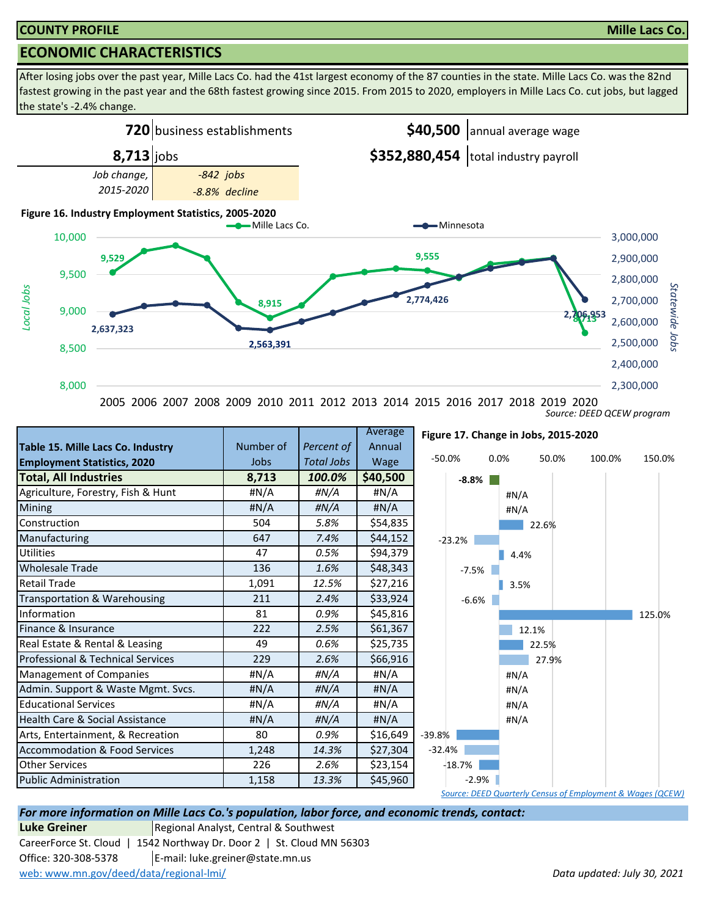**COUNTY PROFILE** **Mille Lacs Co.**

## ECONOMIC CHARACTERISTICS

After losing jobs over the past year, Mille Lacs Co. had the 41st largest economy of the 87 counties in the state. Mille Lacs Co. was the 82nd fastest growing in the past year and the 68th fastest growing since 2015. From 2015 to 2020, employers in Mille Lacs Co. cut jobs, but lagged the state's -2.4% change.

**720** business establishments

**8,713** jobs

*Job change, 2015-2020* *-842 jobs* *-8.8% decline*

**$40,500** annual average wage

**$352,880,454** total industry payroll

**Figure 16. Industry Employment Statistics, 2005-2020**

Mille Lacs Co. — Minnesota

Local Jobs: 10,000; 9,500; 9,000; 8,500; 8,000

Statewide Jobs: 3,000,000; 2,900,000; 2,800,000; 2,700,000; 2,600,000; 2,500,000; 2,400,000; 2,300,000

2005 2006 2007 2008 2009 2010 2011 2012 2013 2014 2015 2016 2017 2018 2019 2020

9,529; 8,915; 9,555; 8,713

2,637,323; 2,563,391; 2,774,426; 2,706,953

*Source: DEED QCEW program*

| Table 15. Mille Lacs Co. Industry Employment Statistics, 2020 | Number of Jobs | *Percent of Total Jobs* | Average Annual Wage |
|---|---|---|---|
| **Total, All Industries** | **8,713** | ***100.0%*** | **$40,500** |
| Agriculture, Forestry, Fish & Hunt | #N/A | *#N/A* | #N/A |
| Mining | #N/A | *#N/A* | #N/A |
| Construction | 504 | *5.8%* | $54,835 |
| Manufacturing | 647 | *7.4%* | $44,152 |
| Utilities | 47 | *0.5%* | $94,379 |
| Wholesale Trade | 136 | *1.6%* | $48,343 |
| Retail Trade | 1,091 | *12.5%* | $27,216 |
| Transportation & Warehousing | 211 | *2.4%* | $33,924 |
| Information | 81 | *0.9%* | $45,816 |
| Finance & Insurance | 222 | *2.5%* | $61,367 |
| Real Estate & Rental & Leasing | 49 | *0.6%* | $25,735 |
| Professional & Technical Services | 229 | *2.6%* | $66,916 |
| Management of Companies | #N/A | *#N/A* | #N/A |
| Admin. Support & Waste Mgmt. Svcs. | #N/A | *#N/A* | #N/A |
| Educational Services | #N/A | *#N/A* | #N/A |
| Health Care & Social Assistance | #N/A | *#N/A* | #N/A |
| Arts, Entertainment, & Recreation | 80 | *0.9%* | $16,649 |
| Accommodation & Food Services | 1,248 | *14.3%* | $27,304 |
| Other Services | 226 | *2.6%* | $23,154 |
| Public Administration | 1,158 | *13.3%* | $45,960 |

**Figure 17. Change in Jobs, 2015-2020**

-50.0% 0.0% 50.0% 100.0% 150.0%

-8.8%
#N/A
#N/A
22.6%
-23.2%
4.4%
-7.5%
3.5%
-6.6%
125.0%
12.1%
22.5%
27.9%
#N/A
#N/A
#N/A
#N/A
-39.8%
-32.4%
-18.7%
-2.9%

*Source: DEED Quarterly Census of Employment & Wages (QCEW)*

***For more information on Mille Lacs Co.'s population, labor force, and economic trends, contact:***

**Luke Greiner** | Regional Analyst, Central & Southwest

CareerForce St. Cloud | 1542 Northway Dr. Door 2 | St. Cloud MN 56303

Office: 320-308-5378 | E-mail: luke.greiner@state.mn.us

web: www.mn.gov/deed/data/regional-lmi/

*Data updated: July 30, 2021*